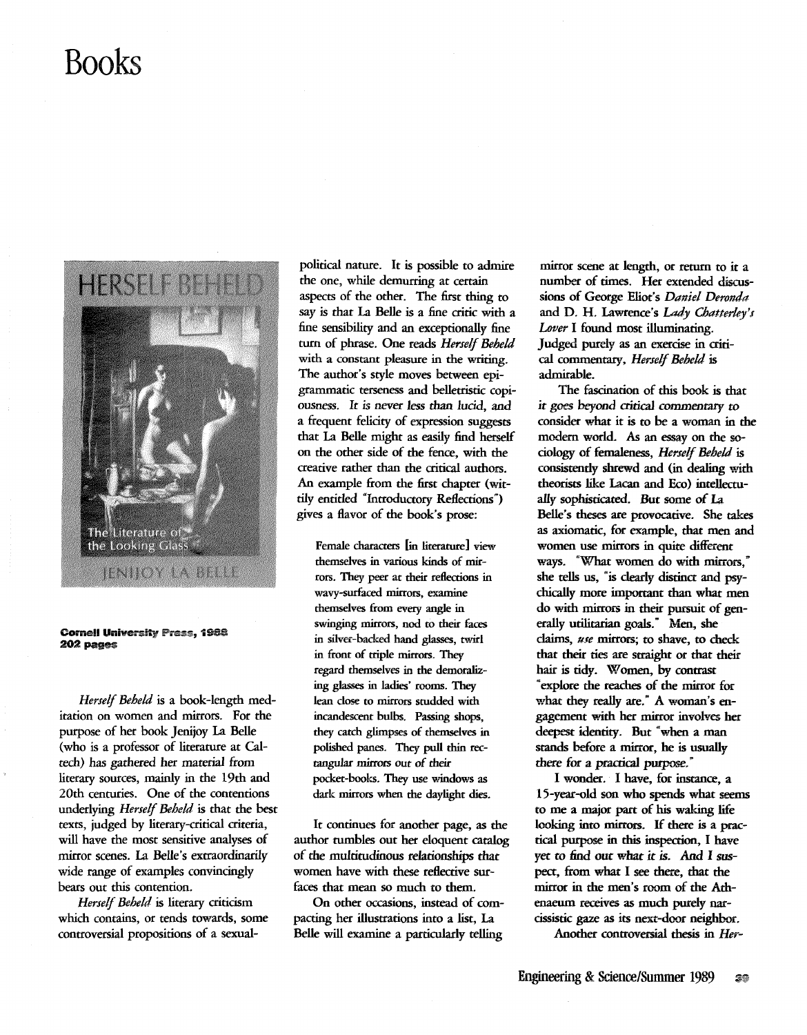# Books

HERSELF BEHELD

The Literature of the Looking Glass

JENIJOY LA BELLE

**Cornell University Press, 1988**
**202 pages**

*Herself Beheld* is a book-length meditation on women and mirrors. For the purpose of her book Jenijoy La Belle (who is a professor of literature at Caltech) has gathered her material from literary sources, mainly in the 19th and 20th centuries. One of the contentions underlying *Herself Beheld* is that the best texts, judged by literary-critical criteria, will have the most sensitive analyses of mirror scenes. La Belle's extraordinarily wide range of examples convincingly bears out this contention.

*Herself Beheld* is literary criticism which contains, or tends towards, some controversial propositions of a sexual-political nature. It is possible to admire the one, while demurring at certain aspects of the other. The first thing to say is that La Belle is a fine critic with a fine sensibility and an exceptionally fine turn of phrase. One reads *Herself Beheld* with a constant pleasure in the writing. The author's style moves between epigrammatic terseness and belletristic copiousness. *It is never less than lucid,* and a frequent felicity of expression suggests that La Belle might as easily find herself on the other side of the fence, with the creative rather than the critical authors. An example from the first chapter (wittily entitled "Introductory Reflections") gives a flavor of the book's prose:

> Female characters [in literature] view themselves in various kinds of mirrors. They peer at their reflections in wavy-surfaced mirrors, examine themselves from every angle in swinging mirrors, nod to their faces in silver-backed hand glasses, twirl in front of triple mirrors. They regard themselves in the demoralizing glasses in ladies' rooms. They lean close to mirrors studded with incandescent bulbs. Passing shops, they catch glimpses of themselves in polished panes. They pull thin rectangular mirrors out of their pocket-books. They use windows as dark mirrors when the daylight dies.

It continues for another page, as the author tumbles out her eloquent catalog of the multitudinous relationships that women have with these reflective surfaces that mean so much to them.

On other occasions, instead of compacting her illustrations into a list, La Belle will examine a particularly telling mirror scene at length, or return to it a number of times. Her extended discussions of George Eliot's *Daniel Deronda* and D. H. Lawrence's *Lady Chatterley's Lover* I found most illuminating. Judged purely as an exercise in critical commentary, *Herself Beheld* is admirable.

The fascination of this book is that *it goes beyond critical commentary to* consider what it is to be a woman in the modern world. As an essay on the sociology of femaleness, *Herself Beheld* is consistently shrewd and (in dealing with theorists like Lacan and Eco) intellectually sophisticated. But some of La Belle's theses are provocative. She takes as axiomatic, for example, that men and women use mirrors in quite different ways. "What women do with mirrors," she tells us, "is clearly distinct and psychically more important than what men do with mirrors in their pursuit of generally utilitarian goals." Men, she claims, *use* mirrors; to shave, to check that their ties are straight or that their hair is tidy. Women, by contrast "explore the reaches of the mirror for what they really are." A woman's engagement with her mirror involves her deepest identity. But "when a man stands before a mirror, he is usually there for a practical purpose."

I wonder. I have, for instance, a 15-year-old son who spends what seems to me a major part of his waking life looking into mirrors. If there is a practical purpose in this inspection, I have yet to find out what it is. And I suspect, from what I see there, that the mirror in the men's room of the Athenaeum receives as much purely narcissistic gaze as its next-door neighbor.

Another controversial thesis in *Her-*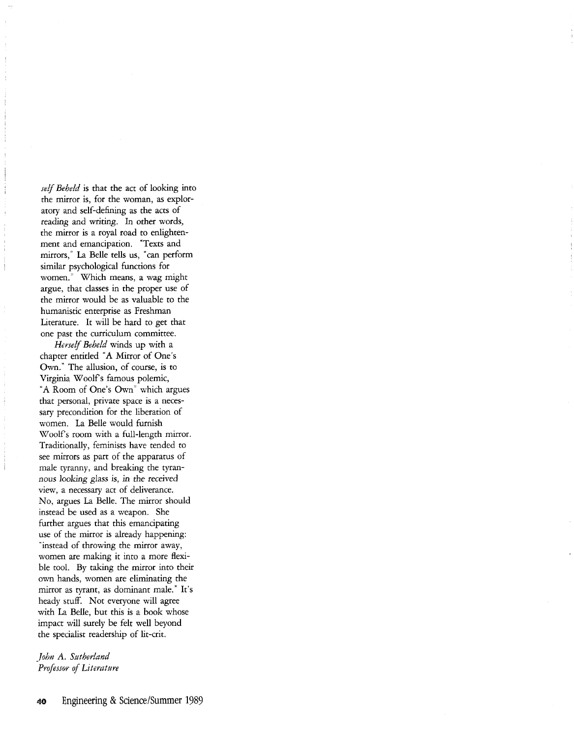*self Beheld* is that the act of looking into the mirror is, for the woman, as exploratory and self-defining as the acts of reading and writing. In other words, the mirror is a royal road to enlightenment and emancipation. "Texts and mirrors," La Belle tells us, "can perform similar psychological functions for women." Which means, a wag might argue, that classes in the proper use of the mirror would be as valuable to the humanistic enterprise as Freshman Literature. It will be hard to get that one past the curriculum committee.

*Herself Beheld* winds up with a chapter entitled "A Mirror of One's Own." The allusion, of course, is to Virginia Woolf's famous polemic, "A Room of One's Own" which argues that personal, private space is a necessary precondition for the liberation of women. La Belle would furnish Woolf's room with a full-length mirror. Traditionally, feminists have tended to see mirrors as part of the apparatus of male tyranny, and breaking the tyrannous looking glass is, in the received view, a necessary act of deliverance. No, argues La Belle. The mirror should instead be used as a weapon. She further argues that this emancipating use of the mirror is already happening: "instead of throwing the mirror away, women are making it into a more flexible tool. By taking the mirror into their own hands, women are eliminating the mirror as tyrant, as dominant male." It's heady stuff. Not everyone will agree with La Belle, but this is a book whose impact will surely be felt well beyond the specialist readership of lit-crit.

*John A. Sutherland*
*Professor of Literature*